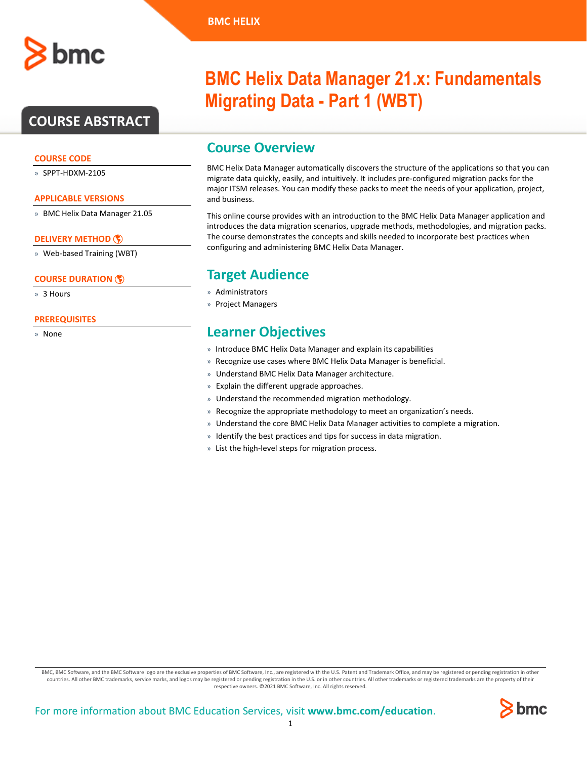BMC HELIX

# BMC Helix Data Manager 21.x: Fundamentals Migrating Data - Part 1 (WBT)

## COURSE ABSTRACT

### COURSE CODE

- SPPT-HDXM-2105

### APPLICABLE VERSIONS

- BMC Helix Data Manager 21.05

### DELIVERY METHOD

- Web-based Training (WBT)

### COURSE DURATION

- 3 Hours

### PREREQUISITES

- None

## Course Overview

BMC Helix Data Manager automatically discovers the structure of the applications so that you can migrate data quickly, easily, and intuitively. It includes pre-configured migration packs for the major ITSM releases. You can modify these packs to meet the needs of your application, project, and business.

This online course provides with an introduction to the BMC Helix Data Manager application and introduces the data migration scenarios, upgrade methods, methodologies, and migration packs. The course demonstrates the concepts and skills needed to incorporate best practices when configuring and administering BMC Helix Data Manager.

## Target Audience

- Administrators
- Project Managers

## Learner Objectives

- Introduce BMC Helix Data Manager and explain its capabilities
- Recognize use cases where BMC Helix Data Manager is beneficial.
- Understand BMC Helix Data Manager architecture.
- Explain the different upgrade approaches.
- Understand the recommended migration methodology.
- Recognize the appropriate methodology to meet an organization's needs.
- Understand the core BMC Helix Data Manager activities to complete a migration.
- Identify the best practices and tips for success in data migration.
- List the high-level steps for migration process.

BMC, BMC Software, and the BMC Software logo are the exclusive properties of BMC Software, Inc., are registered with the U.S. Patent and Trademark Office, and may be registered or pending registration in other countries. All other BMC trademarks, service marks, and logos may be registered or pending registration in the U.S. or in other countries. All other trademarks or registered trademarks are the property of their respective owners. ©2021 BMC Software, Inc. All rights reserved.

For more information about BMC Education Services, visit **www.bmc.com/education**.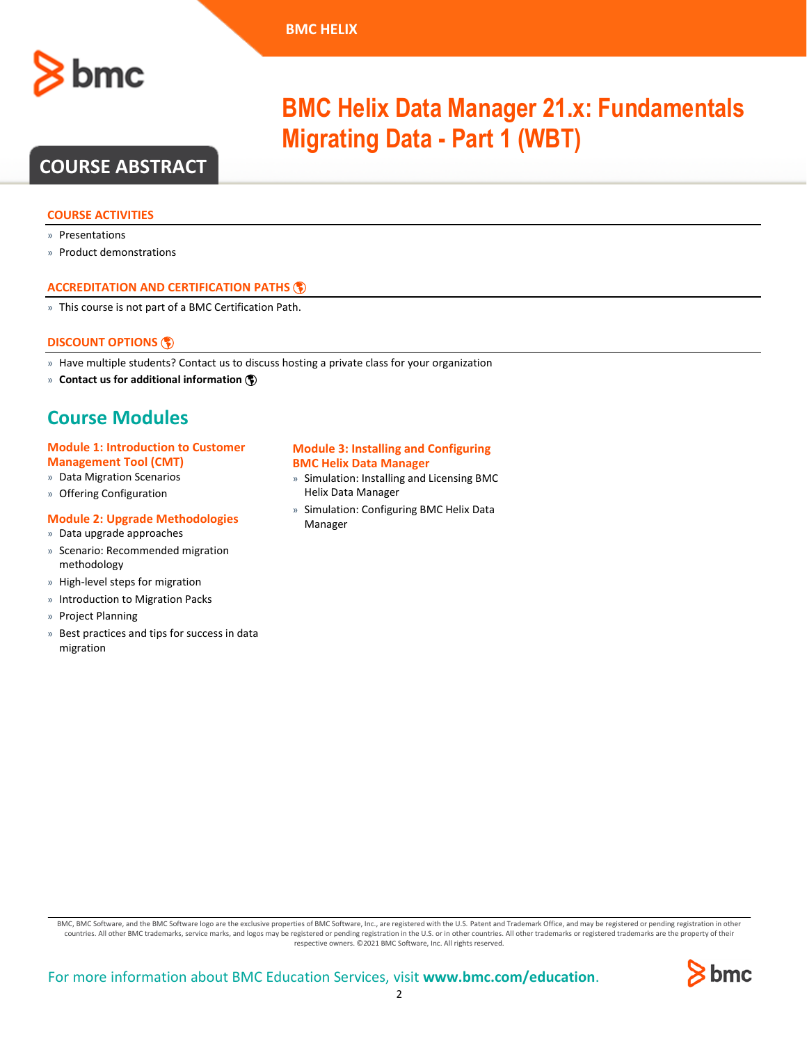# BMC Helix Data Manager 21.x: Fundamentals Migrating Data - Part 1 (WBT)

## COURSE ABSTRACT

### COURSE ACTIVITIES

- Presentations
- Product demonstrations

### ACCREDITATION AND CERTIFICATION PATHS

- This course is not part of a BMC Certification Path.

### DISCOUNT OPTIONS

- Have multiple students? Contact us to discuss hosting a private class for your organization
- **Contact us for additional information**

## Course Modules

### Module 1: Introduction to Customer Management Tool (CMT)

- Data Migration Scenarios
- Offering Configuration

### Module 2: Upgrade Methodologies

- Data upgrade approaches
- Scenario: Recommended migration methodology
- High-level steps for migration
- Introduction to Migration Packs
- Project Planning
- Best practices and tips for success in data migration

### Module 3: Installing and Configuring BMC Helix Data Manager

- Simulation: Installing and Licensing BMC Helix Data Manager
- Simulation: Configuring BMC Helix Data Manager

BMC, BMC Software, and the BMC Software logo are the exclusive properties of BMC Software, Inc., are registered with the U.S. Patent and Trademark Office, and may be registered or pending registration in other countries. All other BMC trademarks, service marks, and logos may be registered or pending registration in the U.S. or in other countries. All other trademarks or registered trademarks are the property of their respective owners. ©2021 BMC Software, Inc. All rights reserved.

For more information about BMC Education Services, visit **www.bmc.com/education**.